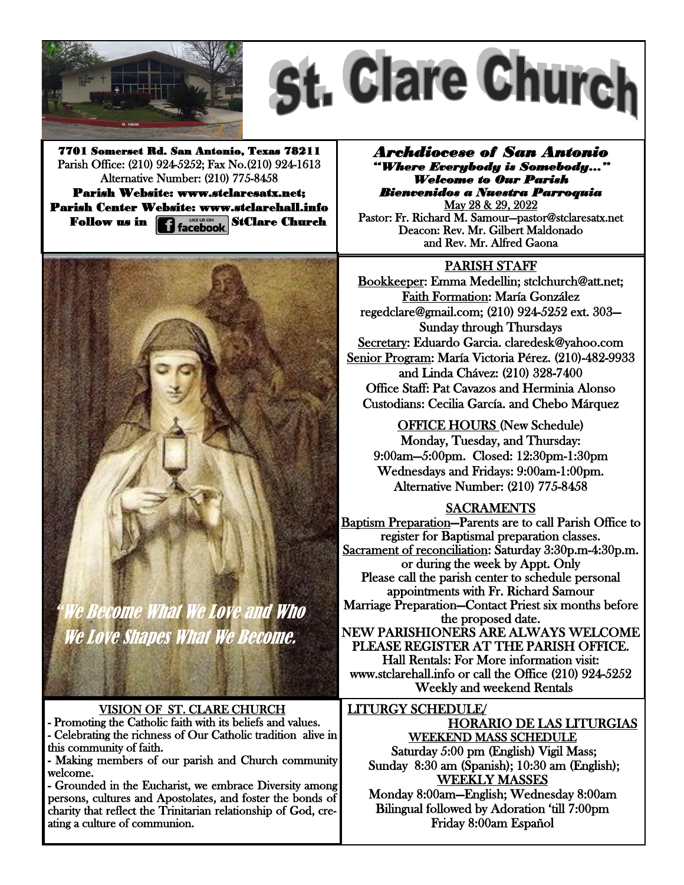# St. Clare Church

**7701 Somerset Rd. San Antonio, Texas 78211**
Parish Office: (210) 924-5252; Fax No.(210) 924-1613
Alternative Number: (210) 775-8458
**Parish Website: www.stclaresatx.net;**
**Parish Center Website: www.stclarehall.info**
**Follow us in facebook StClare Church**

***Archdiocese of San Antonio***
***"Where Everybody is Somebody..."***
***Welcome to Our Parish***
***Bienvenidos a Nuestra Parroquia***
May 28 & 29, 2022
Pastor: Fr. Richard M. Samour—pastor@stclaresatx.net
Deacon: Rev. Mr. Gilbert Maldonado
and Rev. Mr. Alfred Gaona

"We Become What We Love and Who We Love Shapes What We Become.

## PARISH STAFF

Bookkeeper: Emma Medellin; stclchurch@att.net;
Faith Formation: María González
regedclare@gmail.com; (210) 924-5252 ext. 303—
Sunday through Thursdays
Secretary: Eduardo Garcia. claredesk@yahoo.com
Senior Program: María Victoria Pérez. (210)-482-9933
and Linda Chávez: (210) 328-7400
Office Staff: Pat Cavazos and Herminia Alonso
Custodians: Cecilia García. and Chebo Márquez

## OFFICE HOURS (New Schedule)

Monday, Tuesday, and Thursday:
9:00am—5:00pm. Closed: 12:30pm-1:30pm
Wednesdays and Fridays: 9:00am-1:00pm.
Alternative Number: (210) 775-8458

## SACRAMENTS

Baptism Preparation—Parents are to call Parish Office to register for Baptismal preparation classes.
Sacrament of reconciliation: Saturday 3:30p.m-4:30p.m. or during the week by Appt. Only
Please call the parish center to schedule personal appointments with Fr. Richard Samour
Marriage Preparation—Contact Priest six months before the proposed date.
NEW PARISHIONERS ARE ALWAYS WELCOME PLEASE REGISTER AT THE PARISH OFFICE.
Hall Rentals: For More information visit: www.stclarehall.info or call the Office (210) 924-5252
Weekly and weekend Rentals

## VISION OF ST. CLARE CHURCH

- Promoting the Catholic faith with its beliefs and values.
- Celebrating the richness of Our Catholic tradition alive in this community of faith.
- Making members of our parish and Church community welcome.
- Grounded in the Eucharist, we embrace Diversity among persons, cultures and Apostolates, and foster the bonds of charity that reflect the Trinitarian relationship of God, creating a culture of communion.

## LITURGY SCHEDULE/ HORARIO DE LAS LITURGIAS

### WEEKEND MASS SCHEDULE

Saturday 5:00 pm (English) Vigil Mass;
Sunday 8:30 am (Spanish); 10:30 am (English);

### WEEKLY MASSES

Monday 8:00am—English; Wednesday 8:00am
Bilingual followed by Adoration 'till 7:00pm
Friday 8:00am Español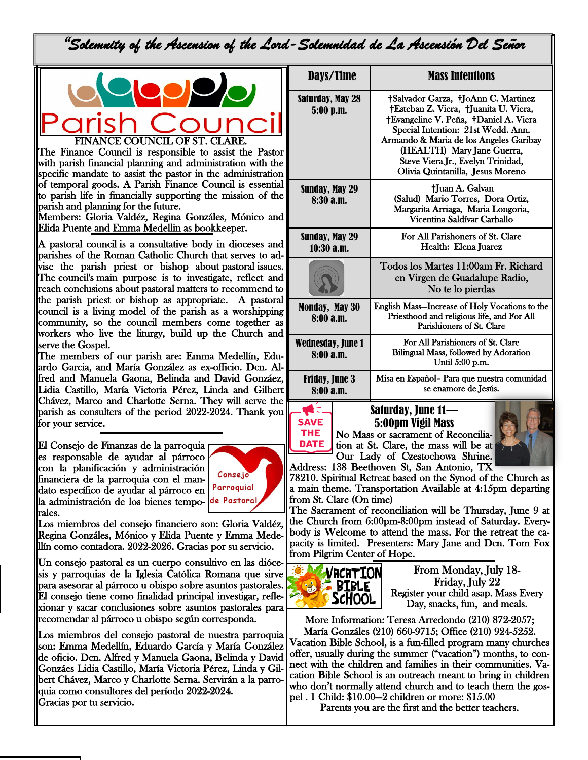# "Solemnity of the Ascension of the Lord- Solemnidad de La Ascensión Del Señor

## Parish Council

**FINANCE COUNCIL OF ST. CLARE.**

The Finance Council is responsible to assist the Pastor with parish financial planning and administration with the specific mandate to assist the pastor in the administration of temporal goods. A Parish Finance Council is essential to parish life in financially supporting the mission of the parish and planning for the future.

Members: Gloria Valdéz, Regina Gonzáles, Mónico and Elida Puente and Emma Medellin as bookkeeper.

A pastoral council is a consultative body in dioceses and parishes of the Roman Catholic Church that serves to advise the parish priest or bishop about pastoral issues. The council's main purpose is to investigate, reflect and reach conclusions about pastoral matters to recommend to the parish priest or bishop as appropriate. A pastoral council is a living model of the parish as a worshipping community, so the council members come together as workers who live the liturgy, build up the Church and serve the Gospel.

The members of our parish are: Emma Medellín, Eduardo Garcia, and María González as ex-officio. Dcn. Alfred and Manuela Gaona, Belinda and David Gonzáez, Lidia Castillo, María Victoria Pérez, Linda and Gilbert Chávez, Marco and Charlotte Serna. They will serve the parish as consulters of the period 2022-2024. Thank you for your service.

---

**Consejo Parroquial de Pastoral**

El Consejo de Finanzas de la parroquia es responsable de ayudar al párroco con la planificación y administración financiera de la parroquia con el mandato específico de ayudar al párroco en la administración de los bienes temporales.

Los miembros del consejo financiero son: Gloria Valdéz, Regina Gonzáles, Mónico y Elida Puente y Emma Medellín como contadora. 2022-2026. Gracias por su servicio.

Un consejo pastoral es un cuerpo consultivo en las diócesis y parroquias de la Iglesia Católica Romana que sirve para asesorar al párroco u obispo sobre asuntos pastorales. El consejo tiene como finalidad principal investigar, reflexionar y sacar conclusiones sobre asuntos pastorales para recomendar al párroco u obispo según corresponda.

Los miembros del consejo pastoral de nuestra parroquia son: Emma Medellín, Eduardo García y María González de oficio. Dcn. Alfred y Manuela Gaona, Belinda y David Gonzáes Lidia Castillo, María Victoria Pérez, Linda y Gilbert Chávez, Marco y Charlotte Serna. Servirán a la parroquia como consultores del período 2022-2024.
Gracias por tu servicio.

| Days/Time | Mass Intentions |
|---|---|
| **Saturday, May 28 5:00 p.m.** | †Salvador Garza, †JoAnn C. Martinez †Esteban Z. Viera, †Juanita U. Viera, †Evangeline V. Peña, †Daniel A. Viera Special Intention: 21st Wedd. Ann. Armando & Maria de los Angeles Garibay (HEALTH) Mary Jane Guerra, Steve Viera Jr., Evelyn Trinidad, Olivia Quintanilla, Jesus Moreno |
| **Sunday, May 29 8:30 a.m.** | †Juan A. Galvan (Salud) Mario Torres, Dora Ortiz, Margarita Arriaga, Maria Longoria, Vicentina Saldívar Carballo |
| **Sunday, May 29 10:30 a.m.** | For All Parishoners of St. Clare Health: Elena Juarez |
| | Todos los Martes 11:00am Fr. Richard en Virgen de Guadalupe Radio, No te lo pierdas |
| **Monday, May 30 8:00 a.m.** | English Mass—Increase of Holy Vocations to the Priesthood and religious life, and For All Parishioners of St. Clare |
| **Wednesday, June 1 8:00 a.m.** | For All Parishioners of St. Clare Bilingual Mass, followed by Adoration Until 5:00 p.m. |
| **Friday, June 3 8:00 a.m.** | Misa en Español– Para que nuestra comunidad se enamore de Jesús. |

**SAVE THE DATE**

### Saturday, June 11— 5:00pm Vigil Mass

No Mass or sacrament of Reconciliation at St. Clare, the mass will be at Our Lady of Czestochowa Shrine. Address: 138 Beethoven St, San Antonio, TX 78210. Spiritual Retreat based on the Synod of the Church as a main theme. Transportation Available at 4:15pm departing from St. Clare (On time)

The Sacrament of reconciliation will be Thursday, June 9 at the Church from 6:00pm-8:00pm instead of Saturday. Everybody is Welcome to attend the mass. For the retreat the capacity is limited. Presenters: Mary Jane and Dcn. Tom Fox from Pilgrim Center of Hope.

### VACATION BIBLE SCHOOL

From Monday, July 18- Friday, July 22
Register your child asap. Mass Every Day, snacks, fun, and meals.

More Information: Teresa Arredondo (210) 872-2057; María Gonzáles (210) 660-9715; Office (210) 924-5252.

Vacation Bible School, is a fun-filled program many churches offer, usually during the summer ("vacation") months, to connect with the children and families in their communities. Vacation Bible School is an outreach meant to bring in children who don't normally attend church and to teach them the gospel . 1 Child: $10.00—2 children or more: $15.00

Parents you are the first and the better teachers.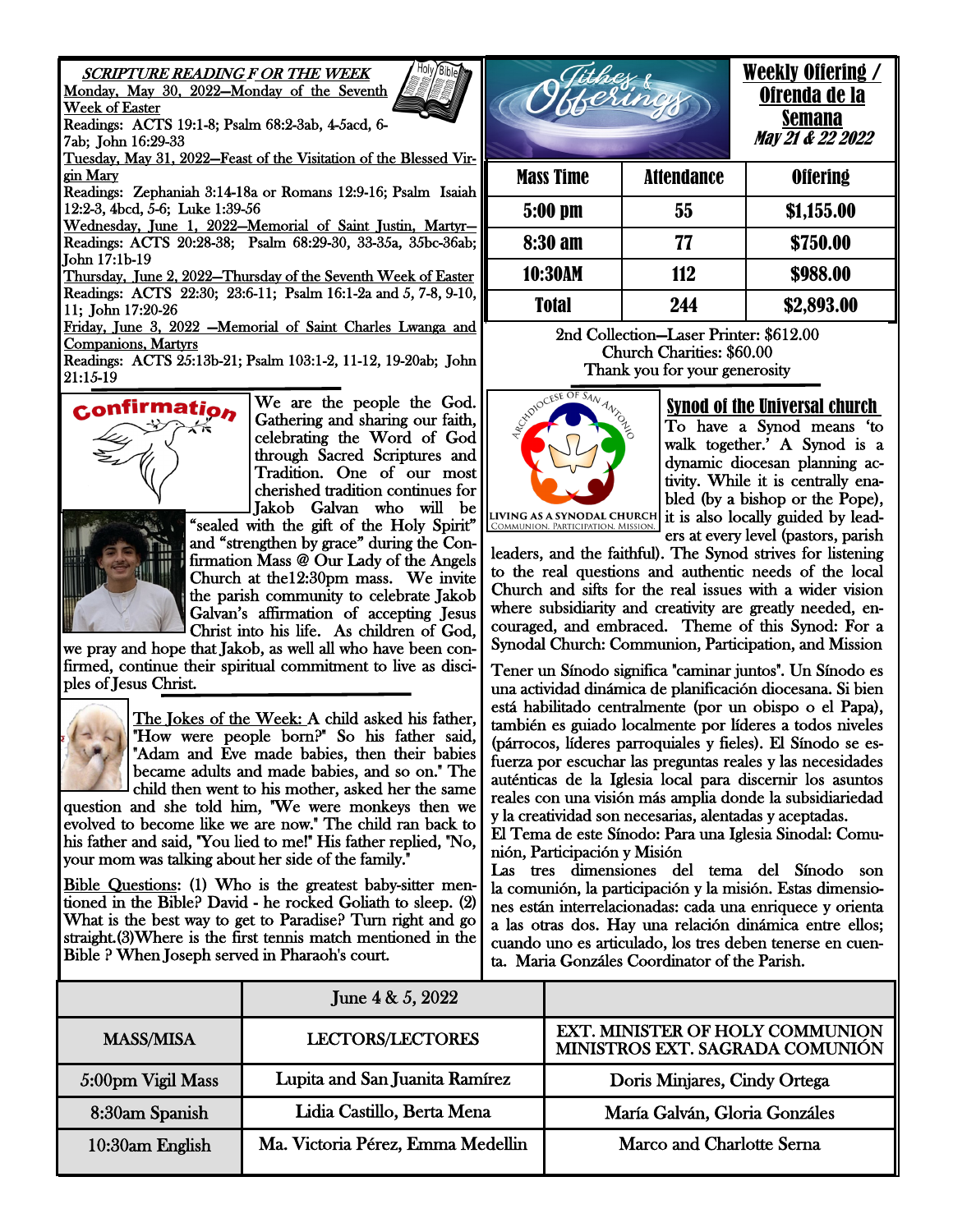## *SCRIPTURE READING F OR THE WEEK*

Monday, May 30, 2022—Monday of the Seventh Week of Easter
Readings: ACTS 19:1-8; Psalm 68:2-3ab, 4-5acd, 6-7ab; John 16:29-33

Tuesday, May 31, 2022—Feast of the Visitation of the Blessed Virgin Mary
Readings: Zephaniah 3:14-18a or Romans 12:9-16; Psalm Isaiah 12:2-3, 4bcd, 5-6; Luke 1:39-56

Wednesday, June 1, 2022—Memorial of Saint Justin, Martyr—
Readings: ACTS 20:28-38; Psalm 68:29-30, 33-35a, 35bc-36ab; John 17:1b-19

Thursday, June 2, 2022—Thursday of the Seventh Week of Easter
Readings: ACTS 22:30; 23:6-11; Psalm 16:1-2a and 5, 7-8, 9-10, 11; John 17:20-26

Friday, June 3, 2022 —Memorial of Saint Charles Lwanga and Companions, Martyrs
Readings: ACTS 25:13b-21; Psalm 103:1-2, 11-12, 19-20ab; John 21:15-19

## Confirmation

We are the people the God. Gathering and sharing our faith, celebrating the Word of God through Sacred Scriptures and Tradition. One of our most cherished tradition continues for Jakob Galvan who will be "sealed with the gift of the Holy Spirit" and "strengthen by grace" during the Confirmation Mass @ Our Lady of the Angels Church at the12:30pm mass. We invite the parish community to celebrate Jakob Galvan's affirmation of accepting Jesus Christ into his life. As children of God, we pray and hope that Jakob, as well all who have been confirmed, continue their spiritual commitment to live as disciples of Jesus Christ.

The Jokes of the Week: A child asked his father, "How were people born?" So his father said, "Adam and Eve made babies, then their babies became adults and made babies, and so on." The child then went to his mother, asked her the same question and she told him, "We were monkeys then we evolved to become like we are now." The child ran back to his father and said, "You lied to me!" His father replied, "No, your mom was talking about her side of the family."

Bible Questions: (1) Who is the greatest baby-sitter mentioned in the Bible? David - he rocked Goliath to sleep. (2) What is the best way to get to Paradise? Turn right and go straight.(3)Where is the first tennis match mentioned in the Bible ? When Joseph served in Pharaoh's court.

## Tithes & Offerings

## Weekly Offering / Ofrenda de la Semana
*May 21 & 22 2022*

| Mass Time | Attendance | Offering |
|---|---|---|
| 5:00 pm | 55 | $1,155.00 |
| 8:30 am | 77 | $750.00 |
| 10:30AM | 112 | $988.00 |
| Total | 244 | $2,893.00 |

2nd Collection—Laser Printer: $612.00
Church Charities: $60.00
Thank you for your generosity

## Synod of the Universal church

ARCHDIOCESE OF SAN ANTONIO
LIVING AS A SYNODAL CHURCH
COMMUNION. PARTICIPATION. MISSION.

To have a Synod means 'to walk together.' A Synod is a dynamic diocesan planning activity. While it is centrally enabled (by a bishop or the Pope), it is also locally guided by leaders at every level (pastors, parish leaders, and the faithful). The Synod strives for listening to the real questions and authentic needs of the local Church and sifts for the real issues with a wider vision where subsidiarity and creativity are greatly needed, encouraged, and embraced. Theme of this Synod: For a Synodal Church: Communion, Participation, and Mission

Tener un Sínodo significa "caminar juntos". Un Sínodo es una actividad dinámica de planificación diocesana. Si bien está habilitado centralmente (por un obispo o el Papa), también es guiado localmente por líderes a todos niveles (párrocos, líderes parroquiales y fieles). El Sínodo se esfuerza por escuchar las preguntas reales y las necesidades auténticas de la Iglesia local para discernir los asuntos reales con una visión más amplia donde la subsidiariedad y la creatividad son necesarias, alentadas y aceptadas.
El Tema de este Sínodo: Para una Iglesia Sinodal: Comunión, Participación y Misión
Las tres dimensiones del tema del Sínodo son la comunión, la participación y la misión. Estas dimensiones están interrelacionadas: cada una enriquece y orienta a las otras dos. Hay una relación dinámica entre ellos; cuando uno es articulado, los tres deben tenerse en cuenta. Maria Gonzáles Coordinator of the Parish.

| | June 4 & 5, 2022 | |
|---|---|---|
| MASS/MISA | LECTORS/LECTORES | EXT. MINISTER OF HOLY COMMUNION MINISTROS EXT. SAGRADA COMUNIÓN |
| 5:00pm Vigil Mass | Lupita and San Juanita Ramírez | Doris Minjares, Cindy Ortega |
| 8:30am Spanish | Lidia Castillo, Berta Mena | María Galván, Gloria Gonzáles |
| 10:30am English | Ma. Victoria Pérez, Emma Medellin | Marco and Charlotte Serna |